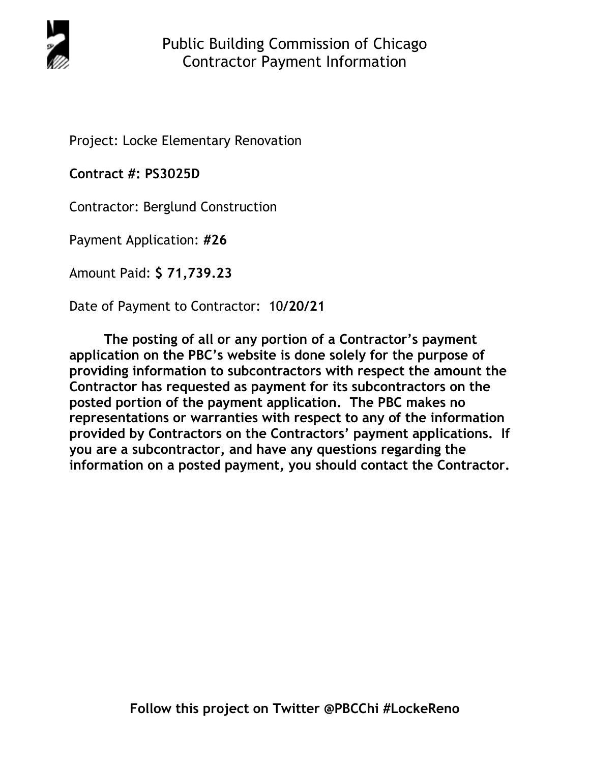# Public Building Commission of Chicago
## Contractor Payment Information

Project: Locke Elementary Renovation

**Contract #: PS3025D**

Contractor: Berglund Construction

Payment Application: **#26**

Amount Paid: **$ 71,739.23**

Date of Payment to Contractor: 10/**20/21**

**The posting of all or any portion of a Contractor's payment application on the PBC's website is done solely for the purpose of providing information to subcontractors with respect the amount the Contractor has requested as payment for its subcontractors on the posted portion of the payment application. The PBC makes no representations or warranties with respect to any of the information provided by Contractors on the Contractors' payment applications. If you are a subcontractor, and have any questions regarding the information on a posted payment, you should contact the Contractor.**

**Follow this project on Twitter @PBCChi #LockeReno**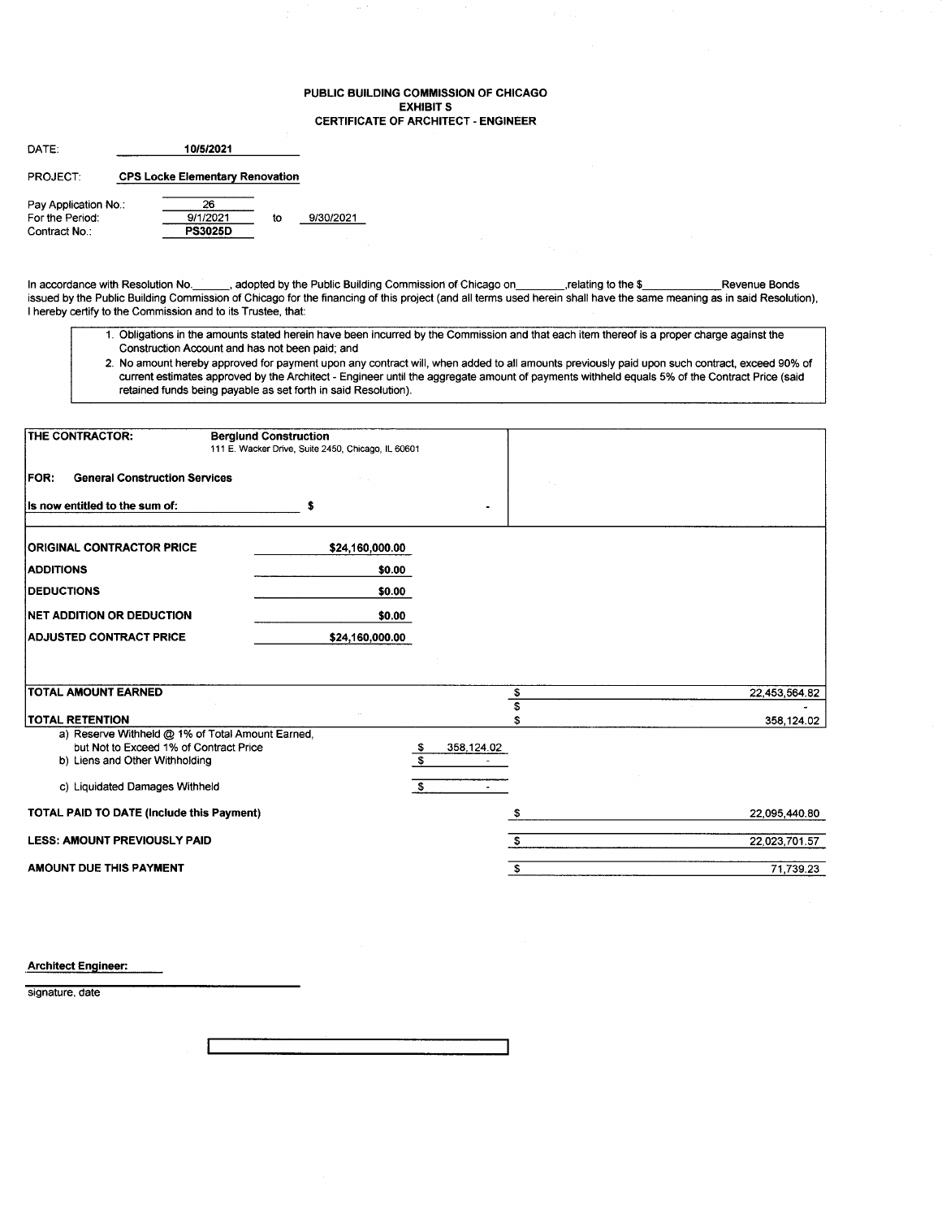# PUBLIC BUILDING COMMISSION OF CHICAGO
## EXHIBIT S
## CERTIFICATE OF ARCHITECT - ENGINEER

DATE: **10/5/2021**

PROJECT: **CPS Locke Elementary Renovation**

Pay Application No.: 26
For the Period: 9/1/2021 to 9/30/2021
Contract No.: **PS3025D**

In accordance with Resolution No.______, adopted by the Public Building Commission of Chicago on________,relating to the $____________Revenue Bonds issued by the Public Building Commission of Chicago for the financing of this project (and all terms used herein shall have the same meaning as in said Resolution), I hereby certify to the Commission and to its Trustee, that:

1. Obligations in the amounts stated herein have been incurred by the Commission and that each item thereof is a proper charge against the Construction Account and has not been paid; and
2. No amount hereby approved for payment upon any contract will, when added to all amounts previously paid upon such contract, exceed 90% of current estimates approved by the Architect - Engineer until the aggregate amount of payments withheld equals 5% of the Contract Price (said retained funds being payable as set forth in said Resolution).

**THE CONTRACTOR:** **Berglund Construction**
111 E. Wacker Drive, Suite 2450, Chicago, IL 60601

**FOR: General Construction Services**

**Is now entitled to the sum of:** $ -

| | |
|---|---|
| **ORIGINAL CONTRACTOR PRICE** | **$24,160,000.00** |
| **ADDITIONS** | **$0.00** |
| **DEDUCTIONS** | **$0.00** |
| **NET ADDITION OR DEDUCTION** | **$0.00** |
| **ADJUSTED CONTRACT PRICE** | **$24,160,000.00** |

| | | |
|---|---|---|
| **TOTAL AMOUNT EARNED** | | $ 22,453,564.82 |
| | | $ - |
| **TOTAL RETENTION** | | $ 358,124.02 |
| a) Reserve Withheld @ 1% of Total Amount Earned, but Not to Exceed 1% of Contract Price | $ 358,124.02 | |
| b) Liens and Other Withholding | $ - | |
| c) Liquidated Damages Withheld | $ - | |
| **TOTAL PAID TO DATE (Include this Payment)** | | $ 22,095,440.80 |
| **LESS: AMOUNT PREVIOUSLY PAID** | | $ 22,023,701.57 |
| **AMOUNT DUE THIS PAYMENT** | | $ 71,739.23 |

**Architect Engineer:**

signature, date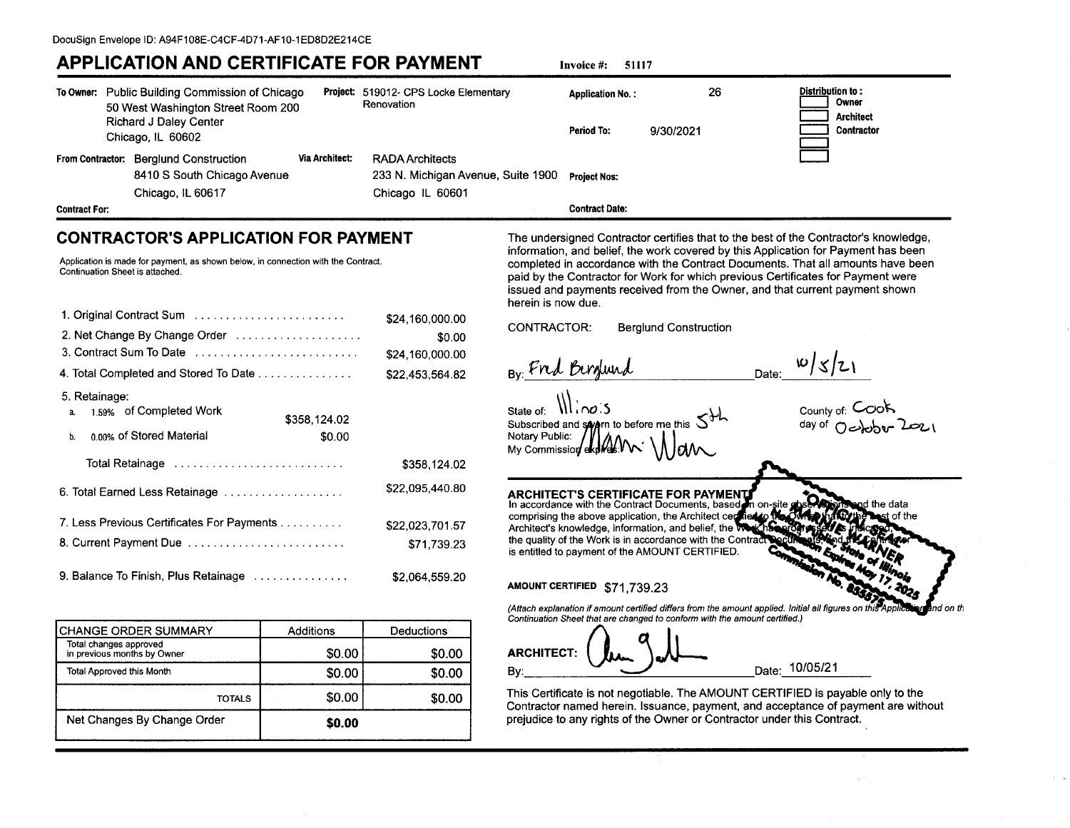DocuSign Envelope ID: A94F108E-C4CF-4D71-AF10-1ED8D2E214CE

# APPLICATION AND CERTIFICATE FOR PAYMENT

**Invoice #:** 51117

**To Owner:** Public Building Commission of Chicago
50 West Washington Street Room 200
Richard J Daley Center
Chicago, IL 60602

**Project:** 519012- CPS Locke Elementary Renovation

**Application No.:** 26

**Period To:** 9/30/2021

**Distribution to:**
- [ ] Owner
- [ ] Architect
- [ ] Contractor
- [ ]
- [ ]

**From Contractor:** Berglund Construction
8410 S South Chicago Avenue
Chicago, IL 60617

**Via Architect:** RADA Architects
233 N. Michigan Avenue, Suite 1900
Chicago IL 60601

**Project Nos:**

**Contract For:**

**Contract Date:**

## CONTRACTOR'S APPLICATION FOR PAYMENT

Application is made for payment, as shown below, in connection with the Contract. Continuation Sheet is attached.

| | | |
|---|---|---|
| 1. Original Contract Sum | | $24,160,000.00 |
| 2. Net Change By Change Order | | $0.00 |
| 3. Contract Sum To Date | | $24,160,000.00 |
| 4. Total Completed and Stored To Date | | $22,453,564.82 |
| 5. Retainage: | | |
| a. 1.59% of Completed Work | $358,124.02 | |
| b. 0.00% of Stored Material | $0.00 | |
| Total Retainage | | $358,124.02 |
| 6. Total Earned Less Retainage | | $22,095,440.80 |
| 7. Less Previous Certificates For Payments | | $22,023,701.57 |
| 8. Current Payment Due | | $71,739.23 |
| 9. Balance To Finish, Plus Retainage | | $2,064,559.20 |

| CHANGE ORDER SUMMARY | Additions | Deductions |
|---|---|---|
| Total changes approved in previous months by Owner | $0.00 | $0.00 |
| Total Approved this Month | $0.00 | $0.00 |
| TOTALS | $0.00 | $0.00 |
| Net Changes By Change Order | **$0.00** | |

The undersigned Contractor certifies that to the best of the Contractor's knowledge, information, and belief, the work covered by this Application for Payment has been completed in accordance with the Contract Documents. That all amounts have been paid by the Contractor for Work for which previous Certificates for Payment were issued and payments received from the Owner, and that current payment shown herein is now due.

CONTRACTOR: Berglund Construction

By: Fred Berglund Date: 10/5/21

State of: Illinois County of: Cook

Subscribed and sworn to before me this 5th day of October 2021

Notary Public: Marnie Warner

My Commission expires:

"OFFICIAL SEAL" MARNIE WARNER, Notary Public, State of Illinois, My Commission Expires May 17, 2025, Commission No. 855878

## ARCHITECT'S CERTIFICATE FOR PAYMENT

In accordance with the Contract Documents, based on on-site observations and the data comprising the above application, the Architect certifies to the Owner that to the best of the Architect's knowledge, information, and belief, the Work has progressed as indicated, the quality of the Work is in accordance with the Contract Documents, and the Contractor is entitled to payment of the AMOUNT CERTIFIED.

**AMOUNT CERTIFIED** $71,739.23

*(Attach explanation if amount certified differs from the amount applied. Initial all figures on this Application and on the Continuation Sheet that are changed to conform with the amount certified.)*

**ARCHITECT:**

By: Date: 10/05/21

This Certificate is not negotiable. The AMOUNT CERTIFIED is payable only to the Contractor named herein. Issuance, payment, and acceptance of payment are without prejudice to any rights of the Owner or Contractor under this Contract.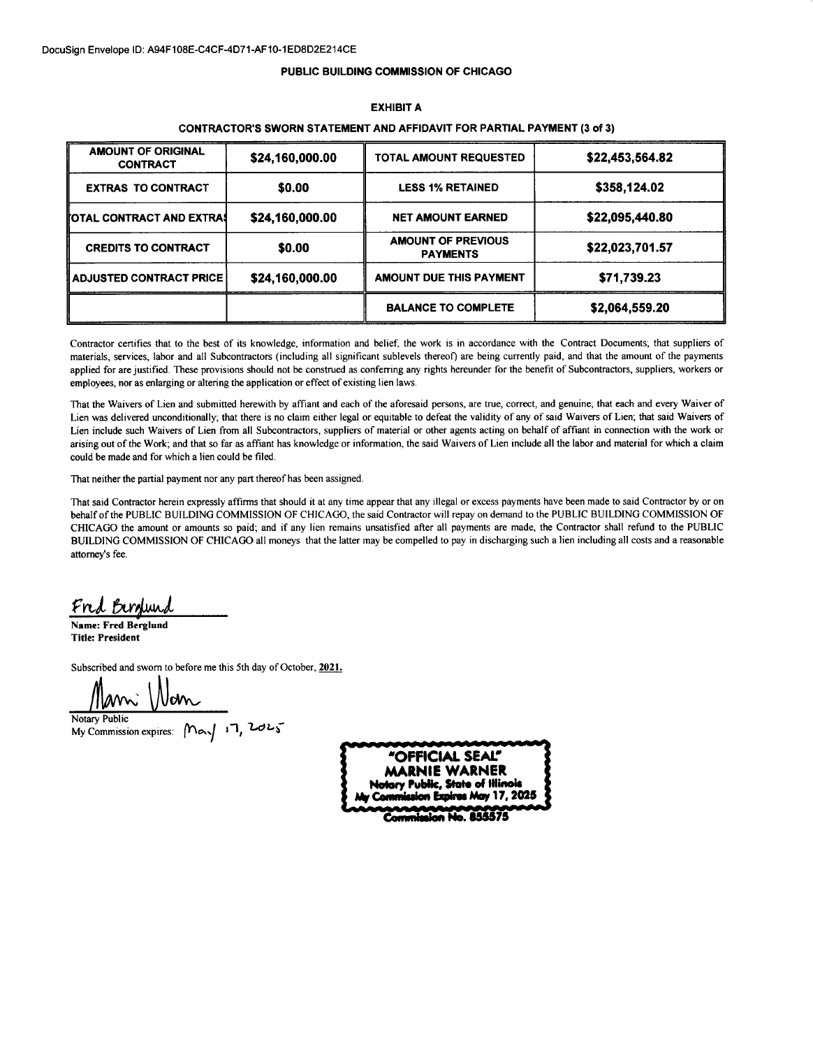DocuSign Envelope ID: A94F108E-C4CF-4D71-AF10-1ED8D2E214CE

**PUBLIC BUILDING COMMISSION OF CHICAGO**

**EXHIBIT A**

**CONTRACTOR'S SWORN STATEMENT AND AFFIDAVIT FOR PARTIAL PAYMENT (3 of 3)**

| | | | |
|---|---|---|---|
| **AMOUNT OF ORIGINAL CONTRACT** | **$24,160,000.00** | **TOTAL AMOUNT REQUESTED** | **$22,453,564.82** |
| **EXTRAS TO CONTRACT** | **$0.00** | **LESS 1% RETAINED** | **$358,124.02** |
| **TOTAL CONTRACT AND EXTRAS** | **$24,160,000.00** | **NET AMOUNT EARNED** | **$22,095,440.80** |
| **CREDITS TO CONTRACT** | **$0.00** | **AMOUNT OF PREVIOUS PAYMENTS** | **$22,023,701.57** |
| **ADJUSTED CONTRACT PRICE** | **$24,160,000.00** | **AMOUNT DUE THIS PAYMENT** | **$71,739.23** |
| | | **BALANCE TO COMPLETE** | **$2,064,559.20** |

Contractor certifies that to the best of its knowledge, information and belief, the work is in accordance with the Contract Documents; that suppliers of materials, services, labor and all Subcontractors (including all significant sublevels thereof) are being currently paid, and that the amount of the payments applied for are justified. These provisions should not be construed as conferring any rights hereunder for the benefit of Subcontractors, suppliers, workers or employees, nor as enlarging or altering the application or effect of existing lien laws.

That the Waivers of Lien and submitted herewith by affiant and each of the aforesaid persons, are true, correct, and genuine; that each and every Waiver of Lien was delivered unconditionally; that there is no claim either legal or equitable to defeat the validity of any of said Waivers of Lien; that said Waivers of Lien include such Waivers of Lien from all Subcontractors, suppliers of material or other agents acting on behalf of affiant in connection with the work or arising out of the Work; and that so far as affiant has knowledge or information, the said Waivers of Lien include all the labor and material for which a claim could be made and for which a lien could be filed.

That neither the partial payment nor any part thereof has been assigned.

That said Contractor herein expressly affirms that should it at any time appear that any illegal or excess payments have been made to said Contractor by or on behalf of the PUBLIC BUILDING COMMISSION OF CHICAGO, the said Contractor will repay on demand to the PUBLIC BUILDING COMMISSION OF CHICAGO the amount or amounts so paid; and if any lien remains unsatisfied after all payments are made, the Contractor shall refund to the PUBLIC BUILDING COMMISSION OF CHICAGO all moneys that the latter may be compelled to pay in discharging such a lien including all costs and a reasonable attorney's fee.

Fred Berglund

**Name: Fred Berglund**
**Title: President**

Subscribed and sworn to before me this 5th day of October, **2021.**

Marni Warner

Notary Public
My Commission expires: May 17, 2025

"OFFICIAL SEAL"
MARNIE WARNER
Notary Public, State of Illinois
My Commission Expires May 17, 2025
Commission No. 855575